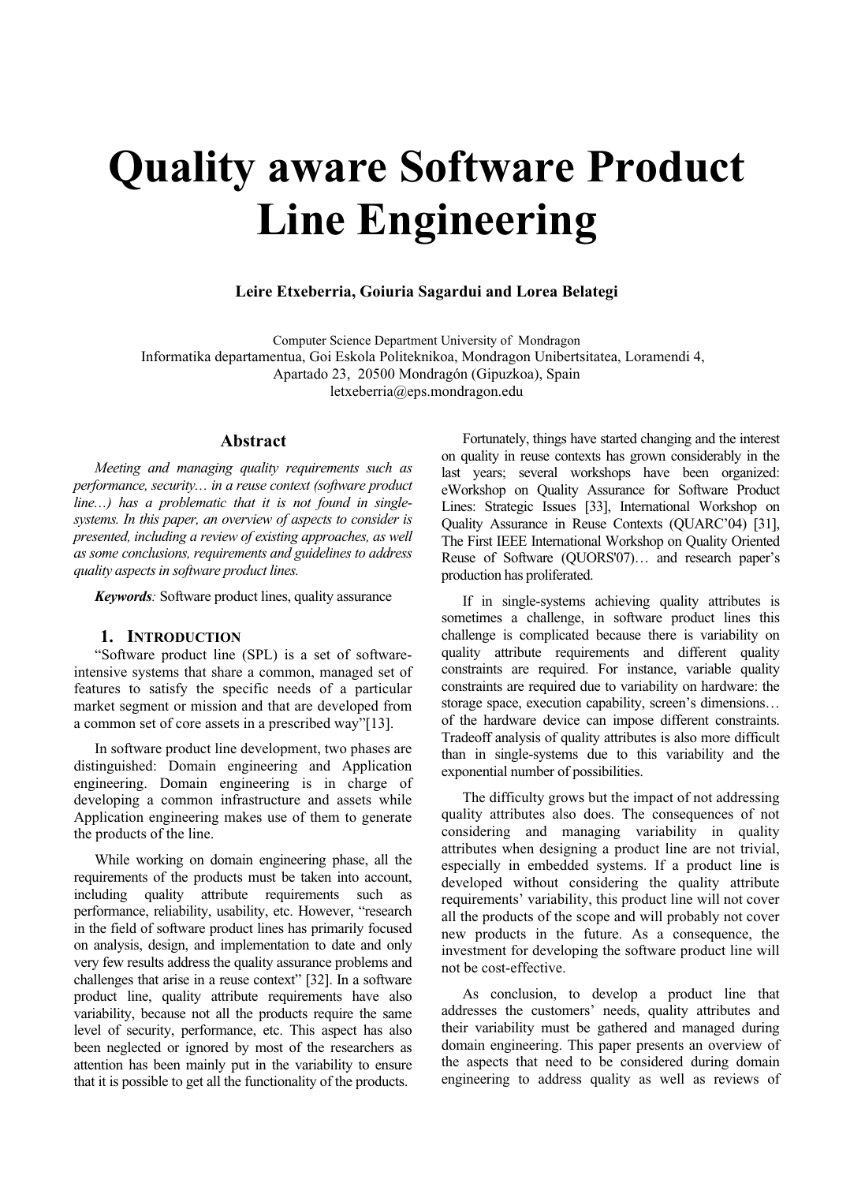# Quality aware Software Product Line Engineering

**Leire Etxeberria, Goiuria Sagardui and Lorea Belategi**

Computer Science Department University of Mondragon
Informatika departamentua, Goi Eskola Politeknikoa, Mondragon Unibertsitatea, Loramendi 4,
Apartado 23, 20500 Mondragón (Gipuzkoa), Spain
letxeberria@eps.mondragon.edu

## Abstract

*Meeting and managing quality requirements such as performance, security… in a reuse context (software product line...) has a problematic that it is not found in single-systems. In this paper, an overview of aspects to consider is presented, including a review of existing approaches, as well as some conclusions, requirements and guidelines to address quality aspects in software product lines.*

***Keywords**: Software product lines, quality assurance*

## 1. Introduction

"Software product line (SPL) is a set of software-intensive systems that share a common, managed set of features to satisfy the specific needs of a particular market segment or mission and that are developed from a common set of core assets in a prescribed way"[13].

In software product line development, two phases are distinguished: Domain engineering and Application engineering. Domain engineering is in charge of developing a common infrastructure and assets while Application engineering makes use of them to generate the products of the line.

While working on domain engineering phase, all the requirements of the products must be taken into account, including quality attribute requirements such as performance, reliability, usability, etc. However, "research in the field of software product lines has primarily focused on analysis, design, and implementation to date and only very few results address the quality assurance problems and challenges that arise in a reuse context" [32]. In a software product line, quality attribute requirements have also variability, because not all the products require the same level of security, performance, etc. This aspect has also been neglected or ignored by most of the researchers as attention has been mainly put in the variability to ensure that it is possible to get all the functionality of the products.

Fortunately, things have started changing and the interest on quality in reuse contexts has grown considerably in the last years; several workshops have been organized: eWorkshop on Quality Assurance for Software Product Lines: Strategic Issues [33], International Workshop on Quality Assurance in Reuse Contexts (QUARC'04) [31], The First IEEE International Workshop on Quality Oriented Reuse of Software (QUORS'07)… and research paper's production has proliferated.

If in single-systems achieving quality attributes is sometimes a challenge, in software product lines this challenge is complicated because there is variability on quality attribute requirements and different quality constraints are required. For instance, variable quality constraints are required due to variability on hardware: the storage space, execution capability, screen's dimensions… of the hardware device can impose different constraints. Tradeoff analysis of quality attributes is also more difficult than in single-systems due to this variability and the exponential number of possibilities.

The difficulty grows but the impact of not addressing quality attributes also does. The consequences of not considering and managing variability in quality attributes when designing a product line are not trivial, especially in embedded systems. If a product line is developed without considering the quality attribute requirements' variability, this product line will not cover all the products of the scope and will probably not cover new products in the future. As a consequence, the investment for developing the software product line will not be cost-effective.

As conclusion, to develop a product line that addresses the customers' needs, quality attributes and their variability must be gathered and managed during domain engineering. This paper presents an overview of the aspects that need to be considered during domain engineering to address quality as well as reviews of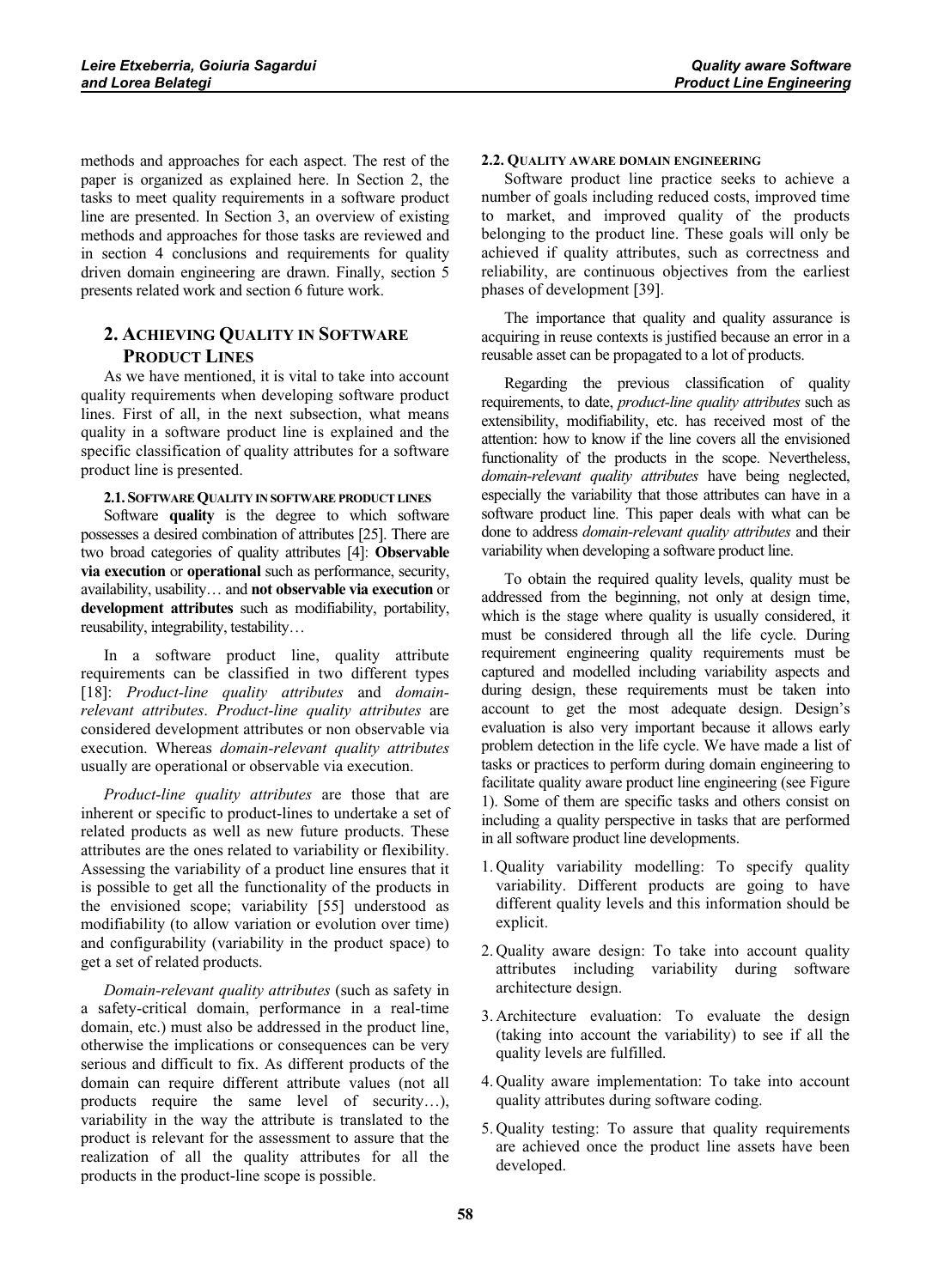methods and approaches for each aspect. The rest of the paper is organized as explained here. In Section 2, the tasks to meet quality requirements in a software product line are presented. In Section 3, an overview of existing methods and approaches for those tasks are reviewed and in section 4 conclusions and requirements for quality driven domain engineering are drawn. Finally, section 5 presents related work and section 6 future work.

## 2. ACHIEVING QUALITY IN SOFTWARE PRODUCT LINES

As we have mentioned, it is vital to take into account quality requirements when developing software product lines. First of all, in the next subsection, what means quality in a software product line is explained and the specific classification of quality attributes for a software product line is presented.

### 2.1. SOFTWARE QUALITY IN SOFTWARE PRODUCT LINES

Software **quality** is the degree to which software possesses a desired combination of attributes [25]. There are two broad categories of quality attributes [4]: **Observable via execution** or **operational** such as performance, security, availability, usability… and **not observable via execution** or **development attributes** such as modifiability, portability, reusability, integrability, testability…

In a software product line, quality attribute requirements can be classified in two different types [18]: *Product-line quality attributes* and *domain-relevant attributes*. *Product-line quality attributes* are considered development attributes or non observable via execution. Whereas *domain-relevant quality attributes* usually are operational or observable via execution.

*Product-line quality attributes* are those that are inherent or specific to product-lines to undertake a set of related products as well as new future products. These attributes are the ones related to variability or flexibility. Assessing the variability of a product line ensures that it is possible to get all the functionality of the products in the envisioned scope; variability [55] understood as modifiability (to allow variation or evolution over time) and configurability (variability in the product space) to get a set of related products.

*Domain-relevant quality attributes* (such as safety in a safety-critical domain, performance in a real-time domain, etc.) must also be addressed in the product line, otherwise the implications or consequences can be very serious and difficult to fix. As different products of the domain can require different attribute values (not all products require the same level of security…), variability in the way the attribute is translated to the product is relevant for the assessment to assure that the realization of all the quality attributes for all the products in the product-line scope is possible.

### 2.2. QUALITY AWARE DOMAIN ENGINEERING

Software product line practice seeks to achieve a number of goals including reduced costs, improved time to market, and improved quality of the products belonging to the product line. These goals will only be achieved if quality attributes, such as correctness and reliability, are continuous objectives from the earliest phases of development [39].

The importance that quality and quality assurance is acquiring in reuse contexts is justified because an error in a reusable asset can be propagated to a lot of products.

Regarding the previous classification of quality requirements, to date, *product-line quality attributes* such as extensibility, modifiability, etc. has received most of the attention: how to know if the line covers all the envisioned functionality of the products in the scope. Nevertheless, *domain-relevant quality attributes* have being neglected, especially the variability that those attributes can have in a software product line. This paper deals with what can be done to address *domain-relevant quality attributes* and their variability when developing a software product line.

To obtain the required quality levels, quality must be addressed from the beginning, not only at design time, which is the stage where quality is usually considered, it must be considered through all the life cycle. During requirement engineering quality requirements must be captured and modelled including variability aspects and during design, these requirements must be taken into account to get the most adequate design. Design's evaluation is also very important because it allows early problem detection in the life cycle. We have made a list of tasks or practices to perform during domain engineering to facilitate quality aware product line engineering (see Figure 1). Some of them are specific tasks and others consist on including a quality perspective in tasks that are performed in all software product line developments.

1. Quality variability modelling: To specify quality variability. Different products are going to have different quality levels and this information should be explicit.
2. Quality aware design: To take into account quality attributes including variability during software architecture design.
3. Architecture evaluation: To evaluate the design (taking into account the variability) to see if all the quality levels are fulfilled.
4. Quality aware implementation: To take into account quality attributes during software coding.
5. Quality testing: To assure that quality requirements are achieved once the product line assets have been developed.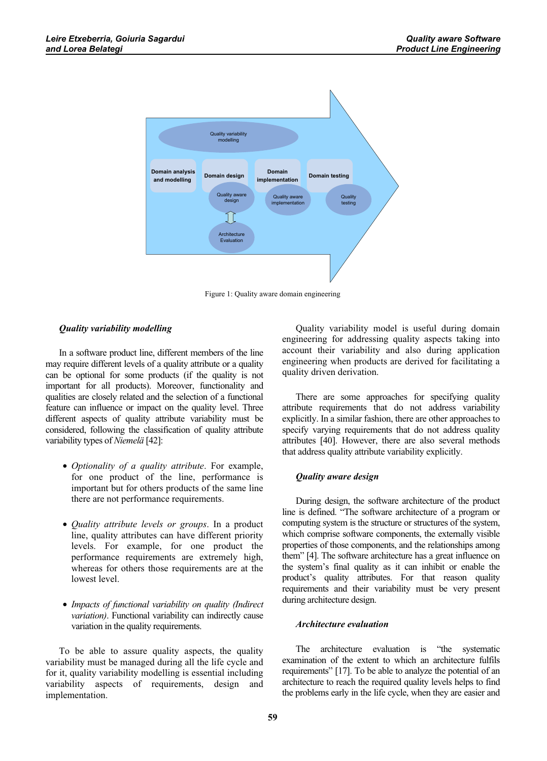Figure 1: Quality aware domain engineering

### *Quality variability modelling*

In a software product line, different members of the line may require different levels of a quality attribute or a quality can be optional for some products (if the quality is not important for all products). Moreover, functionality and qualities are closely related and the selection of a functional feature can influence or impact on the quality level. Three different aspects of quality attribute variability must be considered, following the classification of quality attribute variability types of *Niemelä* [42]:

- *Optionality of a quality attribute*. For example, for one product of the line, performance is important but for others products of the same line there are not performance requirements.
- *Quality attribute levels or groups*. In a product line, quality attributes can have different priority levels. For example, for one product the performance requirements are extremely high, whereas for others those requirements are at the lowest level.
- *Impacts of functional variability on quality (Indirect variation)*. Functional variability can indirectly cause variation in the quality requirements.

To be able to assure quality aspects, the quality variability must be managed during all the life cycle and for it, quality variability modelling is essential including variability aspects of requirements, design and implementation.

Quality variability model is useful during domain engineering for addressing quality aspects taking into account their variability and also during application engineering when products are derived for facilitating a quality driven derivation.

There are some approaches for specifying quality attribute requirements that do not address variability explicitly. In a similar fashion, there are other approaches to specify varying requirements that do not address quality attributes [40]. However, there are also several methods that address quality attribute variability explicitly.

### *Quality aware design*

During design, the software architecture of the product line is defined. "The software architecture of a program or computing system is the structure or structures of the system, which comprise software components, the externally visible properties of those components, and the relationships among them" [4]. The software architecture has a great influence on the system's final quality as it can inhibit or enable the product's quality attributes. For that reason quality requirements and their variability must be very present during architecture design.

### *Architecture evaluation*

The architecture evaluation is "the systematic examination of the extent to which an architecture fulfils requirements" [17]. To be able to analyze the potential of an architecture to reach the required quality levels helps to find the problems early in the life cycle, when they are easier and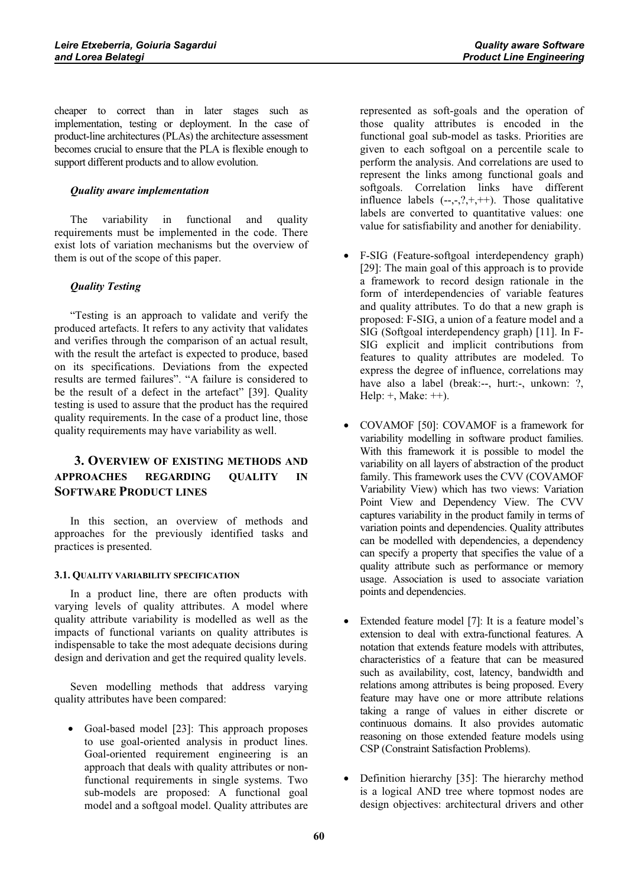cheaper to correct than in later stages such as implementation, testing or deployment. In the case of product-line architectures (PLAs) the architecture assessment becomes crucial to ensure that the PLA is flexible enough to support different products and to allow evolution.

*Quality aware implementation*

The variability in functional and quality requirements must be implemented in the code. There exist lots of variation mechanisms but the overview of them is out of the scope of this paper.

*Quality Testing*

"Testing is an approach to validate and verify the produced artefacts. It refers to any activity that validates and verifies through the comparison of an actual result, with the result the artefact is expected to produce, based on its specifications. Deviations from the expected results are termed failures". "A failure is considered to be the result of a defect in the artefact" [39]. Quality testing is used to assure that the product has the required quality requirements. In the case of a product line, those quality requirements may have variability as well.

## 3. Overview of existing methods and approaches regarding quality in Software Product lines

In this section, an overview of methods and approaches for the previously identified tasks and practices is presented.

### 3.1. Quality variability specification

In a product line, there are often products with varying levels of quality attributes. A model where quality attribute variability is modelled as well as the impacts of functional variants on quality attributes is indispensable to take the most adequate decisions during design and derivation and get the required quality levels.

Seven modelling methods that address varying quality attributes have been compared:

- Goal-based model [23]: This approach proposes to use goal-oriented analysis in product lines. Goal-oriented requirement engineering is an approach that deals with quality attributes or non-functional requirements in single systems. Two sub-models are proposed: A functional goal model and a softgoal model. Quality attributes are represented as soft-goals and the operation of those quality attributes is encoded in the functional goal sub-model as tasks. Priorities are given to each softgoal on a percentile scale to perform the analysis. And correlations are used to represent the links among functional goals and softgoals. Correlation links have different influence labels (--,-,?,+,++). Those qualitative labels are converted to quantitative values: one value for satisfiability and another for deniability.

- F-SIG (Feature-softgoal interdependency graph) [29]: The main goal of this approach is to provide a framework to record design rationale in the form of interdependencies of variable features and quality attributes. To do that a new graph is proposed: F-SIG, a union of a feature model and a SIG (Softgoal interdependency graph) [11]. In F-SIG explicit and implicit contributions from features to quality attributes are modeled. To express the degree of influence, correlations may have also a label (break:--, hurt:-, unkowun: ?, Help: +, Make: ++).

- COVAMOF [50]: COVAMOF is a framework for variability modelling in software product families. With this framework it is possible to model the variability on all layers of abstraction of the product family. This framework uses the CVV (COVAMOF Variability View) which has two views: Variation Point View and Dependency View. The CVV captures variability in the product family in terms of variation points and dependencies. Quality attributes can be modelled with dependencies, a dependency can specify a property that specifies the value of a quality attribute such as performance or memory usage. Association is used to associate variation points and dependencies.

- Extended feature model [7]: It is a feature model's extension to deal with extra-functional features. A notation that extends feature models with attributes, characteristics of a feature that can be measured such as availability, cost, latency, bandwidth and relations among attributes is being proposed. Every feature may have one or more attribute relations taking a range of values in either discrete or continuous domains. It also provides automatic reasoning on those extended feature models using CSP (Constraint Satisfaction Problems).

- Definition hierarchy [35]: The hierarchy method is a logical AND tree where topmost nodes are design objectives: architectural drivers and other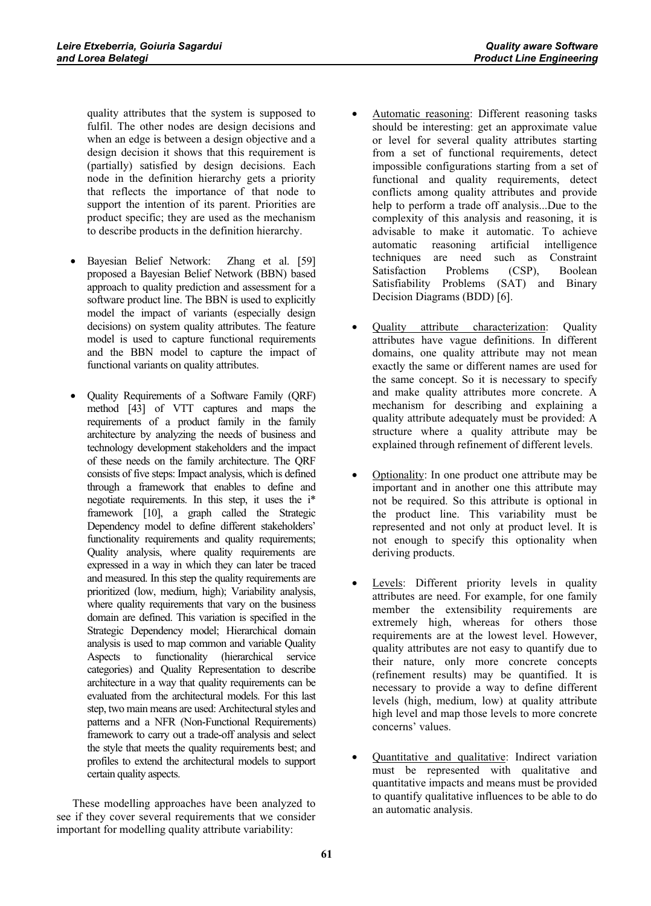quality attributes that the system is supposed to fulfil. The other nodes are design decisions and when an edge is between a design objective and a design decision it shows that this requirement is (partially) satisfied by design decisions. Each node in the definition hierarchy gets a priority that reflects the importance of that node to support the intention of its parent. Priorities are product specific; they are used as the mechanism to describe products in the definition hierarchy.

- Bayesian Belief Network: Zhang et al. [59] proposed a Bayesian Belief Network (BBN) based approach to quality prediction and assessment for a software product line. The BBN is used to explicitly model the impact of variants (especially design decisions) on system quality attributes. The feature model is used to capture functional requirements and the BBN model to capture the impact of functional variants on quality attributes.

- Quality Requirements of a Software Family (QRF) method [43] of VTT captures and maps the requirements of a product family in the family architecture by analyzing the needs of business and technology development stakeholders and the impact of these needs on the family architecture. The QRF consists of five steps: Impact analysis, which is defined through a framework that enables to define and negotiate requirements. In this step, it uses the i* framework [10], a graph called the Strategic Dependency model to define different stakeholders' functionality requirements and quality requirements; Quality analysis, where quality requirements are expressed in a way in which they can later be traced and measured. In this step the quality requirements are prioritized (low, medium, high); Variability analysis, where quality requirements that vary on the business domain are defined. This variation is specified in the Strategic Dependency model; Hierarchical domain analysis is used to map common and variable Quality Aspects to functionality (hierarchical service categories) and Quality Representation to describe architecture in a way that quality requirements can be evaluated from the architectural models. For this last step, two main means are used: Architectural styles and patterns and a NFR (Non-Functional Requirements) framework to carry out a trade-off analysis and select the style that meets the quality requirements best; and profiles to extend the architectural models to support certain quality aspects.

These modelling approaches have been analyzed to see if they cover several requirements that we consider important for modelling quality attribute variability:

- Automatic reasoning: Different reasoning tasks should be interesting: get an approximate value or level for several quality attributes starting from a set of functional requirements, detect impossible configurations starting from a set of functional and quality requirements, detect conflicts among quality attributes and provide help to perform a trade off analysis...Due to the complexity of this analysis and reasoning, it is advisable to make it automatic. To achieve automatic reasoning artificial intelligence techniques are need such as Constraint Satisfaction Problems (CSP), Boolean Satisfiability Problems (SAT) and Binary Decision Diagrams (BDD) [6].

- Quality attribute characterization: Quality attributes have vague definitions. In different domains, one quality attribute may not mean exactly the same or different names are used for the same concept. So it is necessary to specify and make quality attributes more concrete. A mechanism for describing and explaining a quality attribute adequately must be provided: A structure where a quality attribute may be explained through refinement of different levels.

- Optionality: In one product one attribute may be important and in another one this attribute may not be required. So this attribute is optional in the product line. This variability must be represented and not only at product level. It is not enough to specify this optionality when deriving products.

- Levels: Different priority levels in quality attributes are need. For example, for one family member the extensibility requirements are extremely high, whereas for others those requirements are at the lowest level. However, quality attributes are not easy to quantify due to their nature, only more concrete concepts (refinement results) may be quantified. It is necessary to provide a way to define different levels (high, medium, low) at quality attribute high level and map those levels to more concrete concerns' values.

- Quantitative and qualitative: Indirect variation must be represented with qualitative and quantitative impacts and means must be provided to quantify qualitative influences to be able to do an automatic analysis.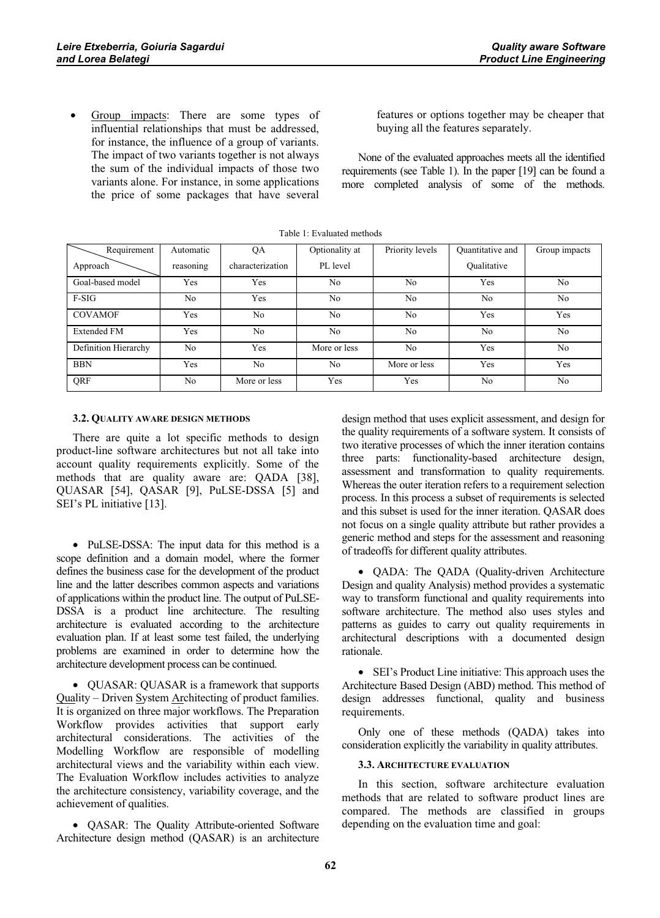- Group impacts: There are some types of influential relationships that must be addressed, for instance, the influence of a group of variants. The impact of two variants together is not always the sum of the individual impacts of those two variants alone. For instance, in some applications the price of some packages that have several features or options together may be cheaper that buying all the features separately.

None of the evaluated approaches meets all the identified requirements (see Table 1). In the paper [19] can be found a more completed analysis of some of the methods.

Table 1: Evaluated methods

| Requirement / Approach | Automatic reasoning | QA characterization | Optionality at PL level | Priority levels | Quantitative and Qualitative | Group impacts |
|---|---|---|---|---|---|---|
| Goal-based model | Yes | Yes | No | No | Yes | No |
| F-SIG | No | Yes | No | No | No | No |
| COVAMOF | Yes | No | No | No | Yes | Yes |
| Extended FM | Yes | No | No | No | No | No |
| Definition Hierarchy | No | Yes | More or less | No | Yes | No |
| BBN | Yes | No | No | More or less | Yes | Yes |
| QRF | No | More or less | Yes | Yes | No | No |

### 3.2. Quality aware design methods

There are quite a lot specific methods to design product-line software architectures but not all take into account quality requirements explicitly. Some of the methods that are quality aware are: QADA [38], QUASAR [54], QASAR [9], PuLSE-DSSA [5] and SEI's PL initiative [13].

- PuLSE-DSSA: The input data for this method is a scope definition and a domain model, where the former defines the business case for the development of the product line and the latter describes common aspects and variations of applications within the product line. The output of PuLSE-DSSA is a product line architecture. The resulting architecture is evaluated according to the architecture evaluation plan. If at least some test failed, the underlying problems are examined in order to determine how the architecture development process can be continued.

- QUASAR: QUASAR is a framework that supports Quality – Driven System Architecting of product families. It is organized on three major workflows. The Preparation Workflow provides activities that support early architectural considerations. The activities of the Modelling Workflow are responsible of modelling architectural views and the variability within each view. The Evaluation Workflow includes activities to analyze the architecture consistency, variability coverage, and the achievement of qualities.

- QASAR: The Quality Attribute-oriented Software Architecture design method (QASAR) is an architecture design method that uses explicit assessment, and design for the quality requirements of a software system. It consists of two iterative processes of which the inner iteration contains three parts: functionality-based architecture design, assessment and transformation to quality requirements. Whereas the outer iteration refers to a requirement selection process. In this process a subset of requirements is selected and this subset is used for the inner iteration. QASAR does not focus on a single quality attribute but rather provides a generic method and steps for the assessment and reasoning of tradeoffs for different quality attributes.

- QADA: The QADA (Quality-driven Architecture Design and quality Analysis) method provides a systematic way to transform functional and quality requirements into software architecture. The method also uses styles and patterns as guides to carry out quality requirements in architectural descriptions with a documented design rationale.

- SEI's Product Line initiative: This approach uses the Architecture Based Design (ABD) method. This method of design addresses functional, quality and business requirements.

Only one of these methods (QADA) takes into consideration explicitly the variability in quality attributes.

### 3.3. Architecture evaluation

In this section, software architecture evaluation methods that are related to software product lines are compared. The methods are classified in groups depending on the evaluation time and goal: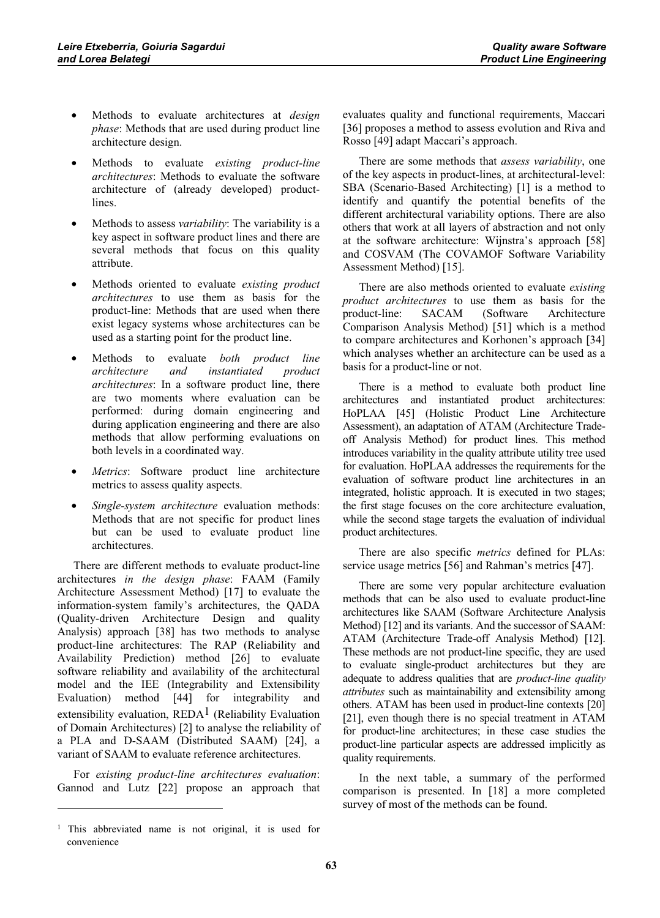- Methods to evaluate architectures at *design phase*: Methods that are used during product line architecture design.
- Methods to evaluate *existing product-line architectures*: Methods to evaluate the software architecture of (already developed) product-lines.
- Methods to assess *variability*: The variability is a key aspect in software product lines and there are several methods that focus on this quality attribute.
- Methods oriented to evaluate *existing product architectures* to use them as basis for the product-line: Methods that are used when there exist legacy systems whose architectures can be used as a starting point for the product line.
- Methods to evaluate *both product line architecture and instantiated product architectures*: In a software product line, there are two moments where evaluation can be performed: during domain engineering and during application engineering and there are also methods that allow performing evaluations on both levels in a coordinated way.
- *Metrics*: Software product line architecture metrics to assess quality aspects.
- *Single-system architecture* evaluation methods: Methods that are not specific for product lines but can be used to evaluate product line architectures.

There are different methods to evaluate product-line architectures *in the design phase*: FAAM (Family Architecture Assessment Method) [17] to evaluate the information-system family's architectures, the QADA (Quality-driven Architecture Design and quality Analysis) approach [38] has two methods to analyse product-line architectures: The RAP (Reliability and Availability Prediction) method [26] to evaluate software reliability and availability of the architectural model and the IEE (Integrability and Extensibility Evaluation) method [44] for integrability and extensibility evaluation, REDA[1] (Reliability Evaluation of Domain Architectures) [2] to analyse the reliability of a PLA and D-SAAM (Distributed SAAM) [24], a variant of SAAM to evaluate reference architectures.

For *existing product-line architectures evaluation*: Gannod and Lutz [22] propose an approach that evaluates quality and functional requirements, Maccari [36] proposes a method to assess evolution and Riva and Rosso [49] adapt Maccari's approach.

There are some methods that *assess variability*, one of the key aspects in product-lines, at architectural-level: SBA (Scenario-Based Architecting) [1] is a method to identify and quantify the potential benefits of the different architectural variability options. There are also others that work at all layers of abstraction and not only at the software architecture: Wijnstra's approach [58] and COSVAM (The COVAMOF Software Variability Assessment Method) [15].

There are also methods oriented to evaluate *existing product architectures* to use them as basis for the product-line: SACAM (Software Architecture Comparison Analysis Method) [51] which is a method to compare architectures and Korhonen's approach [34] which analyses whether an architecture can be used as a basis for a product-line or not.

There is a method to evaluate both product line architectures and instantiated product architectures: HoPLAA [45] (Holistic Product Line Architecture Assessment), an adaptation of ATAM (Architecture Trade-off Analysis Method) for product lines. This method introduces variability in the quality attribute utility tree used for evaluation. HoPLAA addresses the requirements for the evaluation of software product line architectures in an integrated, holistic approach. It is executed in two stages; the first stage focuses on the core architecture evaluation, while the second stage targets the evaluation of individual product architectures.

There are also specific *metrics* defined for PLAs: service usage metrics [56] and Rahman's metrics [47].

There are some very popular architecture evaluation methods that can be also used to evaluate product-line architectures like SAAM (Software Architecture Analysis Method) [12] and its variants. And the successor of SAAM: ATAM (Architecture Trade-off Analysis Method) [12]. These methods are not product-line specific, they are used to evaluate single-product architectures but they are adequate to address qualities that are *product-line quality attributes* such as maintainability and extensibility among others. ATAM has been used in product-line contexts [20] [21], even though there is no special treatment in ATAM for product-line architectures; in these case studies the product-line particular aspects are addressed implicitly as quality requirements.

In the next table, a summary of the performed comparison is presented. In [18] a more completed survey of most of the methods can be found.

[1] This abbreviated name is not original, it is used for convenience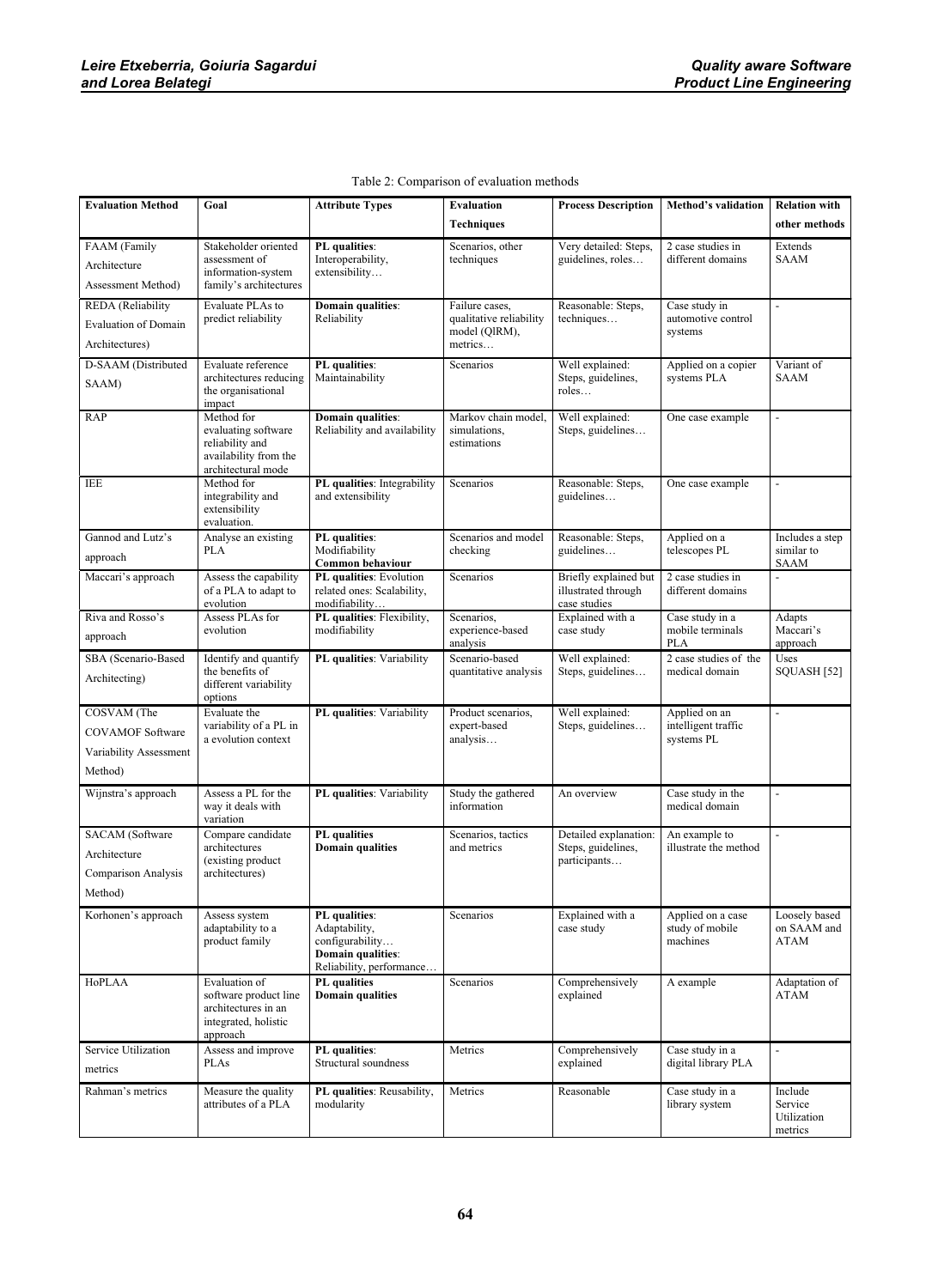Table 2: Comparison of evaluation methods

| Evaluation Method | Goal | Attribute Types | Evaluation Techniques | Process Description | Method's validation | Relation with other methods |
|---|---|---|---|---|---|---|
| FAAM (Family Architecture Assessment Method) | Stakeholder oriented assessment of information-system family's architectures | **PL qualities**: Interoperability, extensibility… | Scenarios, other techniques | Very detailed: Steps, guidelines, roles… | 2 case studies in different domains | Extends SAAM |
| REDA (Reliability Evaluation of Domain Architectures) | Evaluate PLAs to predict reliability | **Domain qualities**: Reliability | Failure cases, qualitative reliability model (QlRM), metrics… | Reasonable: Steps, techniques… | Case study in automotive control systems | - |
| D-SAAM (Distributed SAAM) | Evaluate reference architectures reducing the organisational impact | **PL qualities**: Maintainability | Scenarios | Well explained: Steps, guidelines, roles… | Applied on a copier systems PLA | Variant of SAAM |
| RAP | Method for evaluating software reliability and availability from the architectural mode | **Domain qualities**: Reliability and availability | Markov chain model, simulations, estimations | Well explained: Steps, guidelines… | One case example | - |
| IEE | Method for integrability and extensibility evaluation. | **PL qualities**: Integrability and extensibility | Scenarios | Reasonable: Steps, guidelines… | One case example | - |
| Gannod and Lutz's approach | Analyse an existing PLA | **PL qualities**: Modifiability **Common behaviour** | Scenarios and model checking | Reasonable: Steps, guidelines… | Applied on a telescopes PL | Includes a step similar to SAAM |
| Maccari's approach | Assess the capability of a PLA to adapt to evolution | **PL qualities**: Evolution related ones: Scalability, modifiability… | Scenarios | Briefly explained but illustrated through case studies | 2 case studies in different domains | - |
| Riva and Rosso's approach | Assess PLAs for evolution | **PL qualities**: Flexibility, modifiability | Scenarios, experience-based analysis | Explained with a case study | Case study in a mobile terminals PLA | Adapts Maccari's approach |
| SBA (Scenario-Based Architecting) | Identify and quantify the benefits of different variability options | **PL qualities**: Variability | Scenario-based quantitative analysis | Well explained: Steps, guidelines… | 2 case studies of the medical domain | Uses SQUASH [52] |
| COSVAM (The COVAMOF Software Variability Assessment Method) | Evaluate the variability of a PL in a evolution context | **PL qualities**: Variability | Product scenarios, expert-based analysis… | Well explained: Steps, guidelines… | Applied on an intelligent traffic systems PL | - |
| Wijnstra's approach | Assess a PL for the way it deals with variation | **PL qualities**: Variability | Study the gathered information | An overview | Case study in the medical domain | - |
| SACAM (Software Architecture Comparison Analysis Method) | Compare candidate architectures (existing product architectures) | **PL qualities** **Domain qualities** | Scenarios, tactics and metrics | Detailed explanation: Steps, guidelines, participants… | An example to illustrate the method | - |
| Korhonen's approach | Assess system adaptability to a product family | **PL qualities**: Adaptability, configurability… **Domain qualities**: Reliability, performance… | Scenarios | Explained with a case study | Applied on a case study of mobile machines | Loosely based on SAAM and ATAM |
| HoPLAA | Evaluation of software product line architectures in an integrated, holistic approach | **PL qualities** **Domain qualities** | Scenarios | Comprehensively explained | A example | Adaptation of ATAM |
| Service Utilization metrics | Assess and improve PLAs | **PL qualities**: Structural soundness | Metrics | Comprehensively explained | Case study in a digital library PLA | - |
| Rahman's metrics | Measure the quality attributes of a PLA | **PL qualities**: Reusability, modularity | Metrics | Reasonable | Case study in a library system | Include Service Utilization metrics |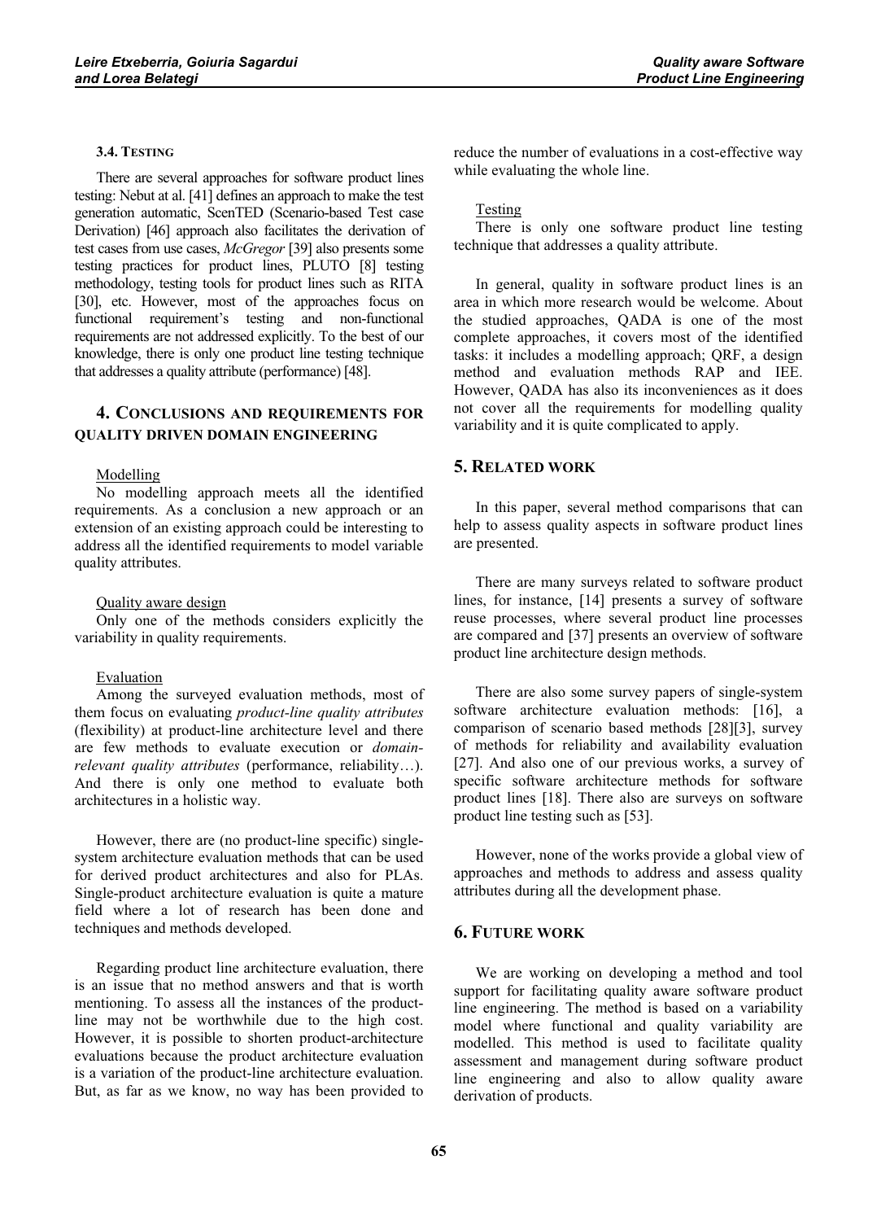### 3.4. TESTING

There are several approaches for software product lines testing: Nebut at al. [41] defines an approach to make the test generation automatic, ScenTED (Scenario-based Test case Derivation) [46] approach also facilitates the derivation of test cases from use cases, *McGregor* [39] also presents some testing practices for product lines, PLUTO [8] testing methodology, testing tools for product lines such as RITA [30], etc. However, most of the approaches focus on functional requirement's testing and non-functional requirements are not addressed explicitly. To the best of our knowledge, there is only one product line testing technique that addresses a quality attribute (performance) [48].

## 4. CONCLUSIONS AND REQUIREMENTS FOR QUALITY DRIVEN DOMAIN ENGINEERING

Modelling

No modelling approach meets all the identified requirements. As a conclusion a new approach or an extension of an existing approach could be interesting to address all the identified requirements to model variable quality attributes.

Quality aware design

Only one of the methods considers explicitly the variability in quality requirements.

Evaluation

Among the surveyed evaluation methods, most of them focus on evaluating *product-line quality attributes* (flexibility) at product-line architecture level and there are few methods to evaluate execution or *domain-relevant quality attributes* (performance, reliability…). And there is only one method to evaluate both architectures in a holistic way.

However, there are (no product-line specific) single-system architecture evaluation methods that can be used for derived product architectures and also for PLAs. Single-product architecture evaluation is quite a mature field where a lot of research has been done and techniques and methods developed.

Regarding product line architecture evaluation, there is an issue that no method answers and that is worth mentioning. To assess all the instances of the product-line may not be worthwhile due to the high cost. However, it is possible to shorten product-architecture evaluations because the product architecture evaluation is a variation of the product-line architecture evaluation. But, as far as we know, no way has been provided to reduce the number of evaluations in a cost-effective way while evaluating the whole line.

Testing

There is only one software product line testing technique that addresses a quality attribute.

In general, quality in software product lines is an area in which more research would be welcome. About the studied approaches, QADA is one of the most complete approaches, it covers most of the identified tasks: it includes a modelling approach; QRF, a design method and evaluation methods RAP and IEE. However, QADA has also its inconveniences as it does not cover all the requirements for modelling quality variability and it is quite complicated to apply.

## 5. RELATED WORK

In this paper, several method comparisons that can help to assess quality aspects in software product lines are presented.

There are many surveys related to software product lines, for instance, [14] presents a survey of software reuse processes, where several product line processes are compared and [37] presents an overview of software product line architecture design methods.

There are also some survey papers of single-system software architecture evaluation methods: [16], a comparison of scenario based methods [28][3], survey of methods for reliability and availability evaluation [27]. And also one of our previous works, a survey of specific software architecture methods for software product lines [18]. There also are surveys on software product line testing such as [53].

However, none of the works provide a global view of approaches and methods to address and assess quality attributes during all the development phase.

## 6. FUTURE WORK

We are working on developing a method and tool support for facilitating quality aware software product line engineering. The method is based on a variability model where functional and quality variability are modelled. This method is used to facilitate quality assessment and management during software product line engineering and also to allow quality aware derivation of products.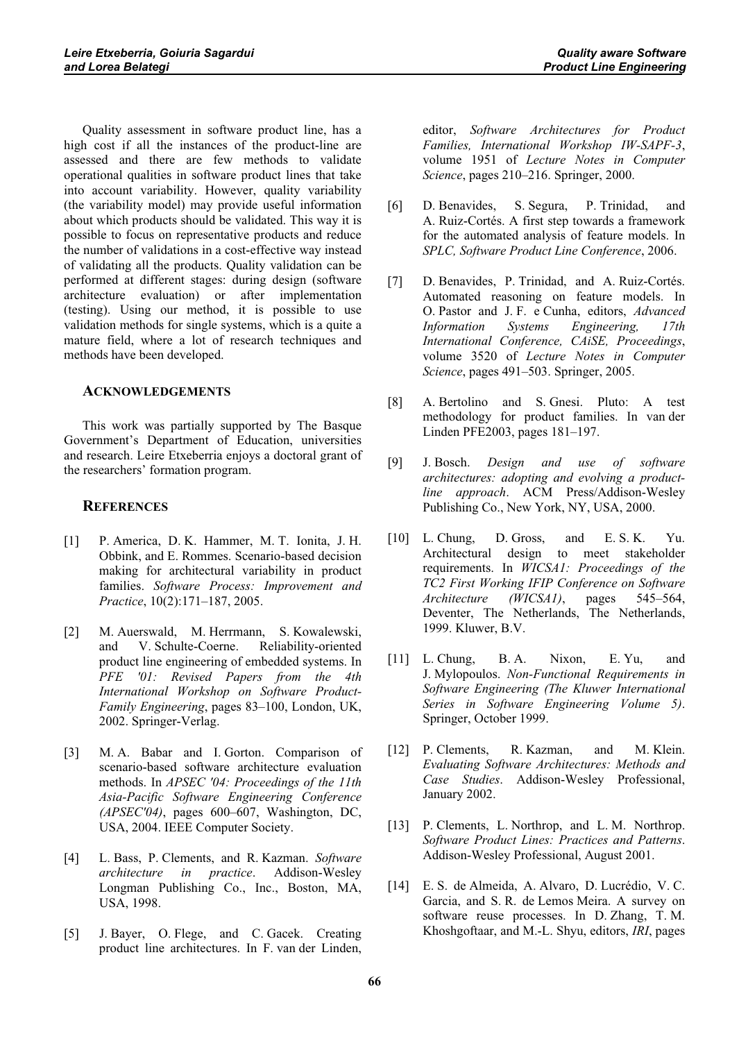Quality assessment in software product line, has a high cost if all the instances of the product-line are assessed and there are few methods to validate operational qualities in software product lines that take into account variability. However, quality variability (the variability model) may provide useful information about which products should be validated. This way it is possible to focus on representative products and reduce the number of validations in a cost-effective way instead of validating all the products. Quality validation can be performed at different stages: during design (software architecture evaluation) or after implementation (testing). Using our method, it is possible to use validation methods for single systems, which is a quite a mature field, where a lot of research techniques and methods have been developed.

## ACKNOWLEDGEMENTS

This work was partially supported by The Basque Government's Department of Education, universities and research. Leire Etxeberria enjoys a doctoral grant of the researchers' formation program.

## REFERENCES

[1] P. America, D. K. Hammer, M. T. Ionita, J. H. Obbink, and E. Rommes. Scenario-based decision making for architectural variability in product families. *Software Process: Improvement and Practice*, 10(2):171–187, 2005.

[2] M. Auerswald, M. Herrmann, S. Kowalewski, and V. Schulte-Coerne. Reliability-oriented product line engineering of embedded systems. In *PFE '01: Revised Papers from the 4th International Workshop on Software Product-Family Engineering*, pages 83–100, London, UK, 2002. Springer-Verlag.

[3] M. A. Babar and I. Gorton. Comparison of scenario-based software architecture evaluation methods. In *APSEC '04: Proceedings of the 11th Asia-Pacific Software Engineering Conference (APSEC'04)*, pages 600–607, Washington, DC, USA, 2004. IEEE Computer Society.

[4] L. Bass, P. Clements, and R. Kazman. *Software architecture in practice*. Addison-Wesley Longman Publishing Co., Inc., Boston, MA, USA, 1998.

[5] J. Bayer, O. Flege, and C. Gacek. Creating product line architectures. In F. van der Linden, editor, *Software Architectures for Product Families, International Workshop IW-SAPF-3*, volume 1951 of *Lecture Notes in Computer Science*, pages 210–216. Springer, 2000.

[6] D. Benavides, S. Segura, P. Trinidad, and A. Ruiz-Cortés. A first step towards a framework for the automated analysis of feature models. In *SPLC, Software Product Line Conference*, 2006.

[7] D. Benavides, P. Trinidad, and A. Ruiz-Cortés. Automated reasoning on feature models. In O. Pastor and J. F. e Cunha, editors, *Advanced Information Systems Engineering, 17th International Conference, CAiSE, Proceedings*, volume 3520 of *Lecture Notes in Computer Science*, pages 491–503. Springer, 2005.

[8] A. Bertolino and S. Gnesi. Pluto: A test methodology for product families. In van der Linden PFE2003, pages 181–197.

[9] J. Bosch. *Design and use of software architectures: adopting and evolving a product-line approach*. ACM Press/Addison-Wesley Publishing Co., New York, NY, USA, 2000.

[10] L. Chung, D. Gross, and E. S. K. Yu. Architectural design to meet stakeholder requirements. In *WICSA1: Proceedings of the TC2 First Working IFIP Conference on Software Architecture (WICSA1)*, pages 545–564, Deventer, The Netherlands, The Netherlands, 1999. Kluwer, B.V.

[11] L. Chung, B. A. Nixon, E. Yu, and J. Mylopoulos. *Non-Functional Requirements in Software Engineering (The Kluwer International Series in Software Engineering Volume 5)*. Springer, October 1999.

[12] P. Clements, R. Kazman, and M. Klein. *Evaluating Software Architectures: Methods and Case Studies*. Addison-Wesley Professional, January 2002.

[13] P. Clements, L. Northrop, and L. M. Northrop. *Software Product Lines: Practices and Patterns*. Addison-Wesley Professional, August 2001.

[14] E. S. de Almeida, A. Alvaro, D. Lucrédio, V. C. Garcia, and S. R. de Lemos Meira. A survey on software reuse processes. In D. Zhang, T. M. Khoshgoftaar, and M.-L. Shyu, editors, *IRI*, pages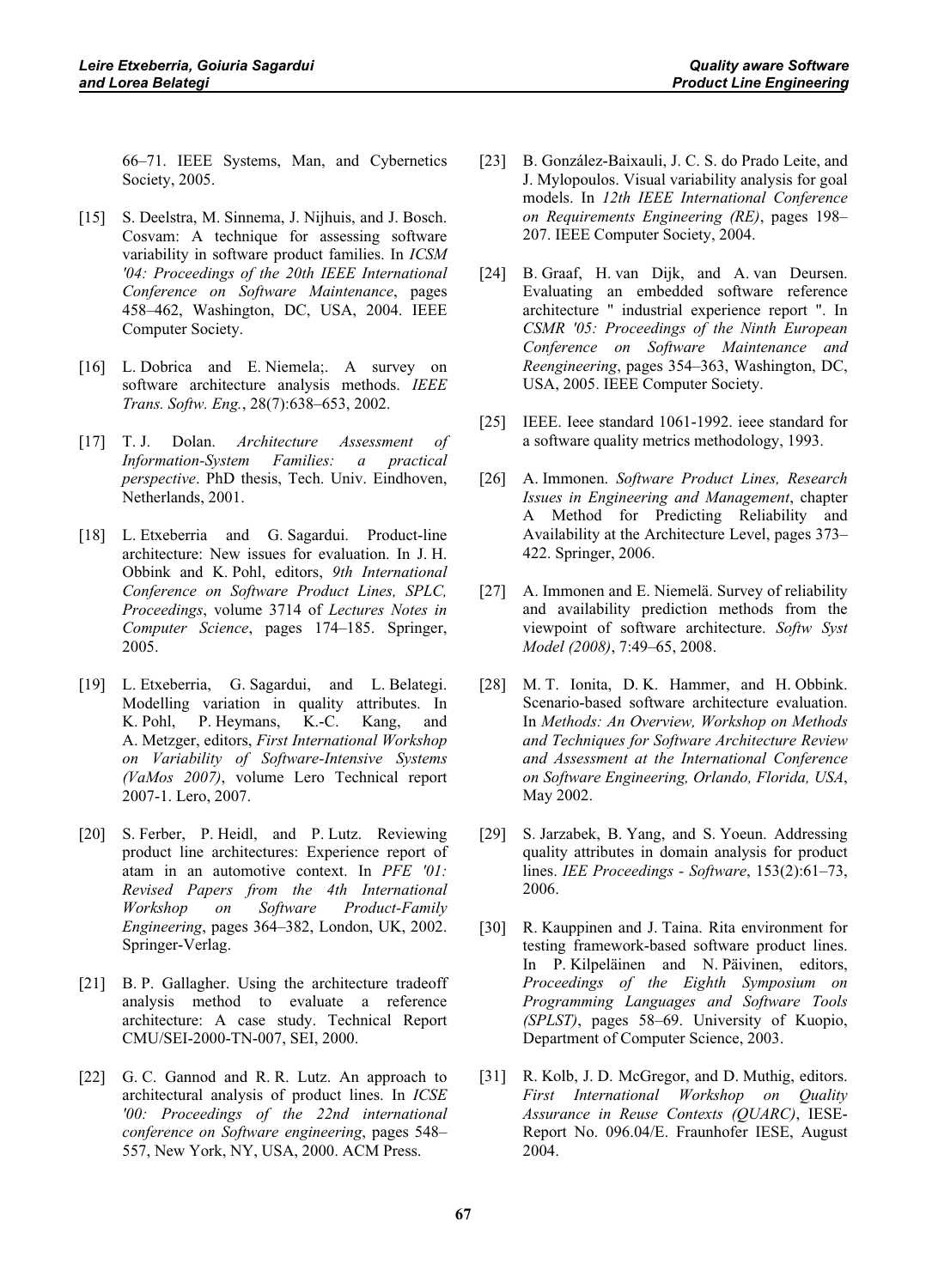66–71. IEEE Systems, Man, and Cybernetics Society, 2005.

[15] S. Deelstra, M. Sinnema, J. Nijhuis, and J. Bosch. Cosvam: A technique for assessing software variability in software product families. In *ICSM '04: Proceedings of the 20th IEEE International Conference on Software Maintenance*, pages 458–462, Washington, DC, USA, 2004. IEEE Computer Society.

[16] L. Dobrica and E. Niemela;. A survey on software architecture analysis methods. *IEEE Trans. Softw. Eng.*, 28(7):638–653, 2002.

[17] T. J. Dolan. *Architecture Assessment of Information-System Families: a practical perspective*. PhD thesis, Tech. Univ. Eindhoven, Netherlands, 2001.

[18] L. Etxeberria and G. Sagardui. Product-line architecture: New issues for evaluation. In J. H. Obbink and K. Pohl, editors, *9th International Conference on Software Product Lines, SPLC, Proceedings*, volume 3714 of *Lectures Notes in Computer Science*, pages 174–185. Springer, 2005.

[19] L. Etxeberria, G. Sagardui, and L. Belategi. Modelling variation in quality attributes. In K. Pohl, P. Heymans, K.-C. Kang, and A. Metzger, editors, *First International Workshop on Variability of Software-Intensive Systems (VaMos 2007)*, volume Lero Technical report 2007-1. Lero, 2007.

[20] S. Ferber, P. Heidl, and P. Lutz. Reviewing product line architectures: Experience report of atam in an automotive context. In *PFE '01: Revised Papers from the 4th International Workshop on Software Product-Family Engineering*, pages 364–382, London, UK, 2002. Springer-Verlag.

[21] B. P. Gallagher. Using the architecture tradeoff analysis method to evaluate a reference architecture: A case study. Technical Report CMU/SEI-2000-TN-007, SEI, 2000.

[22] G. C. Gannod and R. R. Lutz. An approach to architectural analysis of product lines. In *ICSE '00: Proceedings of the 22nd international conference on Software engineering*, pages 548–557, New York, NY, USA, 2000. ACM Press.

[23] B. González-Baixauli, J. C. S. do Prado Leite, and J. Mylopoulos. Visual variability analysis for goal models. In *12th IEEE International Conference on Requirements Engineering (RE)*, pages 198–207. IEEE Computer Society, 2004.

[24] B. Graaf, H. van Dijk, and A. van Deursen. Evaluating an embedded software reference architecture " industrial experience report ". In *CSMR '05: Proceedings of the Ninth European Conference on Software Maintenance and Reengineering*, pages 354–363, Washington, DC, USA, 2005. IEEE Computer Society.

[25] IEEE. Ieee standard 1061-1992. ieee standard for a software quality metrics methodology, 1993.

[26] A. Immonen. *Software Product Lines, Research Issues in Engineering and Management*, chapter A Method for Predicting Reliability and Availability at the Architecture Level, pages 373–422. Springer, 2006.

[27] A. Immonen and E. Niemelä. Survey of reliability and availability prediction methods from the viewpoint of software architecture. *Softw Syst Model (2008)*, 7:49–65, 2008.

[28] M. T. Ionita, D. K. Hammer, and H. Obbink. Scenario-based software architecture evaluation. In *Methods: An Overview, Workshop on Methods and Techniques for Software Architecture Review and Assessment at the International Conference on Software Engineering, Orlando, Florida, USA*, May 2002.

[29] S. Jarzabek, B. Yang, and S. Yoeun. Addressing quality attributes in domain analysis for product lines. *IEE Proceedings - Software*, 153(2):61–73, 2006.

[30] R. Kauppinen and J. Taina. Rita environment for testing framework-based software product lines. In P. Kilpeläinen and N. Päivinen, editors, *Proceedings of the Eighth Symposium on Programming Languages and Software Tools (SPLST)*, pages 58–69. University of Kuopio, Department of Computer Science, 2003.

[31] R. Kolb, J. D. McGregor, and D. Muthig, editors. *First International Workshop on Quality Assurance in Reuse Contexts (QUARC)*, IESE-Report No. 096.04/E. Fraunhofer IESE, August 2004.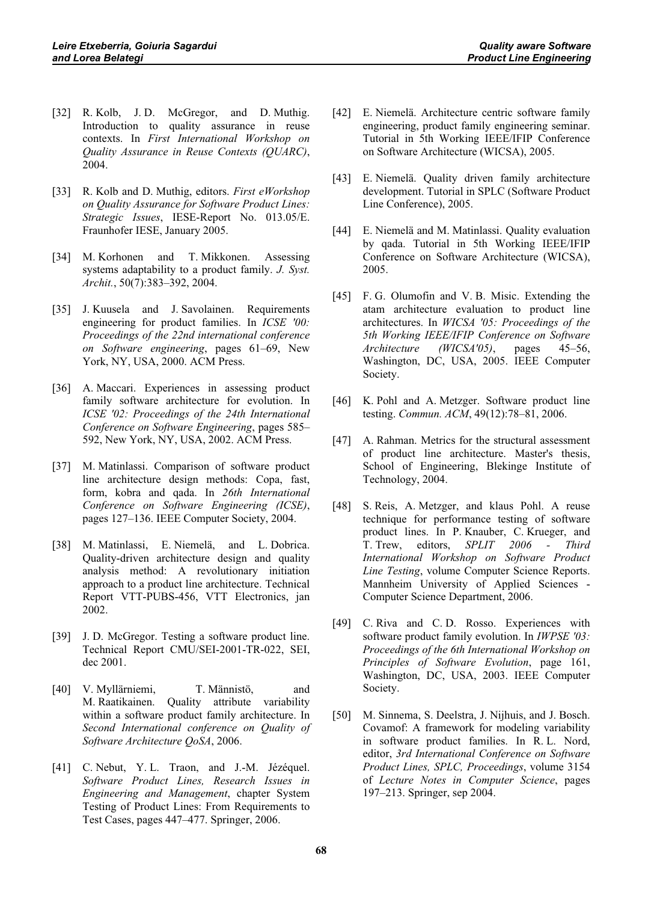[32] R. Kolb, J. D. McGregor, and D. Muthig. Introduction to quality assurance in reuse contexts. In *First International Workshop on Quality Assurance in Reuse Contexts (QUARC)*, 2004.

[33] R. Kolb and D. Muthig, editors. *First eWorkshop on Quality Assurance for Software Product Lines: Strategic Issues*, IESE-Report No. 013.05/E. Fraunhofer IESE, January 2005.

[34] M. Korhonen and T. Mikkonen. Assessing systems adaptability to a product family. *J. Syst. Archit.*, 50(7):383–392, 2004.

[35] J. Kuusela and J. Savolainen. Requirements engineering for product families. In *ICSE '00: Proceedings of the 22nd international conference on Software engineering*, pages 61–69, New York, NY, USA, 2000. ACM Press.

[36] A. Maccari. Experiences in assessing product family software architecture for evolution. In *ICSE '02: Proceedings of the 24th International Conference on Software Engineering*, pages 585–592, New York, NY, USA, 2002. ACM Press.

[37] M. Matinlassi. Comparison of software product line architecture design methods: Copa, fast, form, kobra and qada. In *26th International Conference on Software Engineering (ICSE)*, pages 127–136. IEEE Computer Society, 2004.

[38] M. Matinlassi, E. Niemelä, and L. Dobrica. Quality-driven architecture design and quality analysis method: A revolutionary initiation approach to a product line architecture. Technical Report VTT-PUBS-456, VTT Electronics, jan 2002.

[39] J. D. McGregor. Testing a software product line. Technical Report CMU/SEI-2001-TR-022, SEI, dec 2001.

[40] V. Myllärniemi, T. Männistö, and M. Raatikainen. Quality attribute variability within a software product family architecture. In *Second International conference on Quality of Software Architecture QoSA*, 2006.

[41] C. Nebut, Y. L. Traon, and J.-M. Jézéquel. *Software Product Lines, Research Issues in Engineering and Management*, chapter System Testing of Product Lines: From Requirements to Test Cases, pages 447–477. Springer, 2006.

[42] E. Niemelä. Architecture centric software family engineering, product family engineering seminar. Tutorial in 5th Working IEEE/IFIP Conference on Software Architecture (WICSA), 2005.

[43] E. Niemelä. Quality driven family architecture development. Tutorial in SPLC (Software Product Line Conference), 2005.

[44] E. Niemelä and M. Matinlassi. Quality evaluation by qada. Tutorial in 5th Working IEEE/IFIP Conference on Software Architecture (WICSA), 2005.

[45] F. G. Olumofin and V. B. Misic. Extending the atam architecture evaluation to product line architectures. In *WICSA '05: Proceedings of the 5th Working IEEE/IFIP Conference on Software Architecture (WICSA'05)*, pages 45–56, Washington, DC, USA, 2005. IEEE Computer Society.

[46] K. Pohl and A. Metzger. Software product line testing. *Commun. ACM*, 49(12):78–81, 2006.

[47] A. Rahman. Metrics for the structural assessment of product line architecture. Master's thesis, School of Engineering, Blekinge Institute of Technology, 2004.

[48] S. Reis, A. Metzger, and klaus Pohl. A reuse technique for performance testing of software product lines. In P. Knauber, C. Krueger, and T. Trew, editors, *SPLIT 2006 - Third International Workshop on Software Product Line Testing*, volume Computer Science Reports. Mannheim University of Applied Sciences - Computer Science Department, 2006.

[49] C. Riva and C. D. Rosso. Experiences with software product family evolution. In *IWPSE '03: Proceedings of the 6th International Workshop on Principles of Software Evolution*, page 161, Washington, DC, USA, 2003. IEEE Computer Society.

[50] M. Sinnema, S. Deelstra, J. Nijhuis, and J. Bosch. Covamof: A framework for modeling variability in software product families. In R. L. Nord, editor, *3rd International Conference on Software Product Lines, SPLC, Proceedings*, volume 3154 of *Lecture Notes in Computer Science*, pages 197–213. Springer, sep 2004.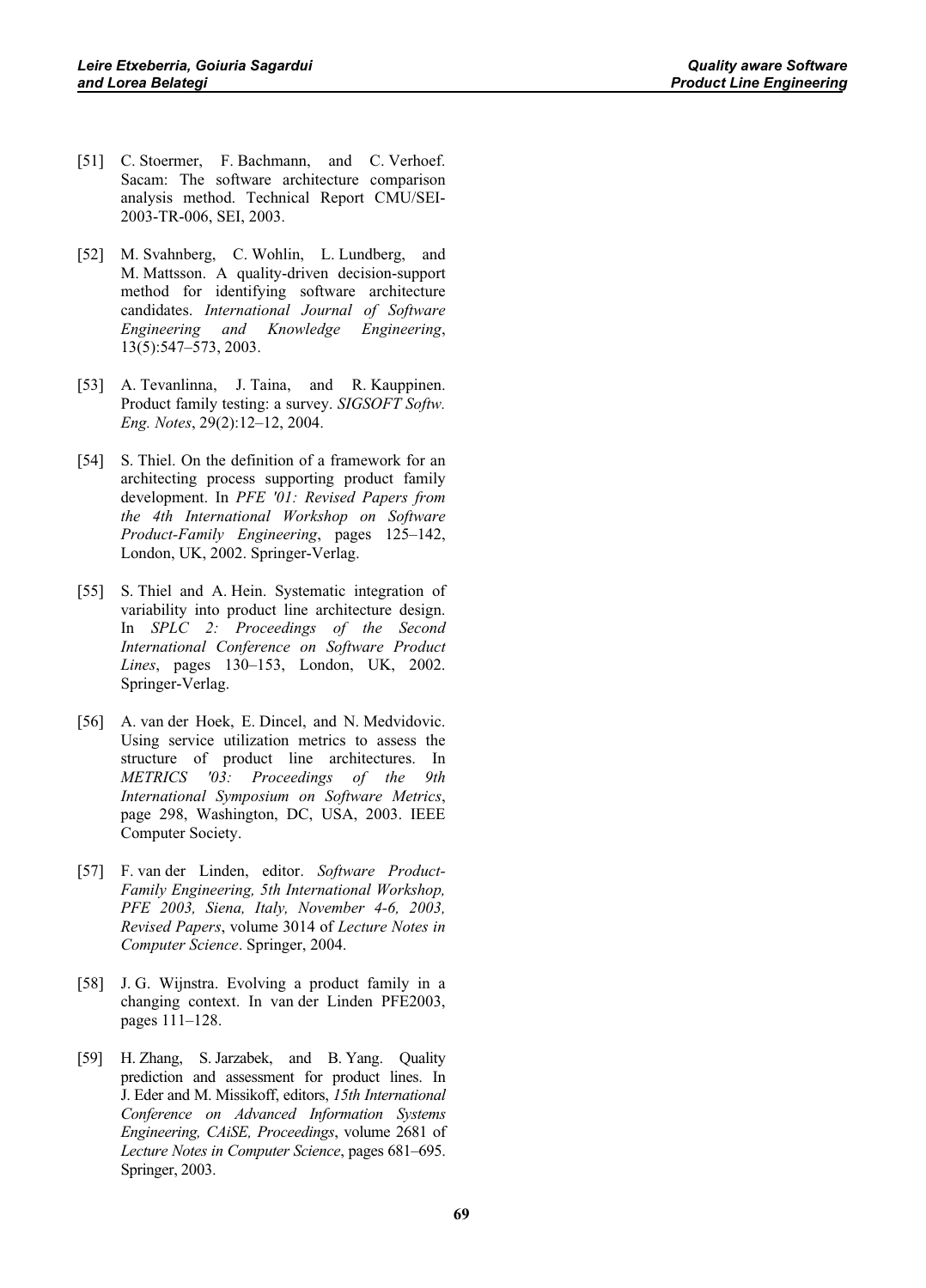[51] C. Stoermer, F. Bachmann, and C. Verhoef. Sacam: The software architecture comparison analysis method. Technical Report CMU/SEI-2003-TR-006, SEI, 2003.

[52] M. Svahnberg, C. Wohlin, L. Lundberg, and M. Mattsson. A quality-driven decision-support method for identifying software architecture candidates. *International Journal of Software Engineering and Knowledge Engineering*, 13(5):547–573, 2003.

[53] A. Tevanlinna, J. Taina, and R. Kauppinen. Product family testing: a survey. *SIGSOFT Softw. Eng. Notes*, 29(2):12–12, 2004.

[54] S. Thiel. On the definition of a framework for an architecting process supporting product family development. In *PFE '01: Revised Papers from the 4th International Workshop on Software Product-Family Engineering*, pages 125–142, London, UK, 2002. Springer-Verlag.

[55] S. Thiel and A. Hein. Systematic integration of variability into product line architecture design. In *SPLC 2: Proceedings of the Second International Conference on Software Product Lines*, pages 130–153, London, UK, 2002. Springer-Verlag.

[56] A. van der Hoek, E. Dincel, and N. Medvidovic. Using service utilization metrics to assess the structure of product line architectures. In *METRICS '03: Proceedings of the 9th International Symposium on Software Metrics*, page 298, Washington, DC, USA, 2003. IEEE Computer Society.

[57] F. van der Linden, editor. *Software Product-Family Engineering, 5th International Workshop, PFE 2003, Siena, Italy, November 4-6, 2003, Revised Papers*, volume 3014 of *Lecture Notes in Computer Science*. Springer, 2004.

[58] J. G. Wijnstra. Evolving a product family in a changing context. In van der Linden PFE2003, pages 111–128.

[59] H. Zhang, S. Jarzabek, and B. Yang. Quality prediction and assessment for product lines. In J. Eder and M. Missikoff, editors, *15th International Conference on Advanced Information Systems Engineering, CAiSE, Proceedings*, volume 2681 of *Lecture Notes in Computer Science*, pages 681–695. Springer, 2003.